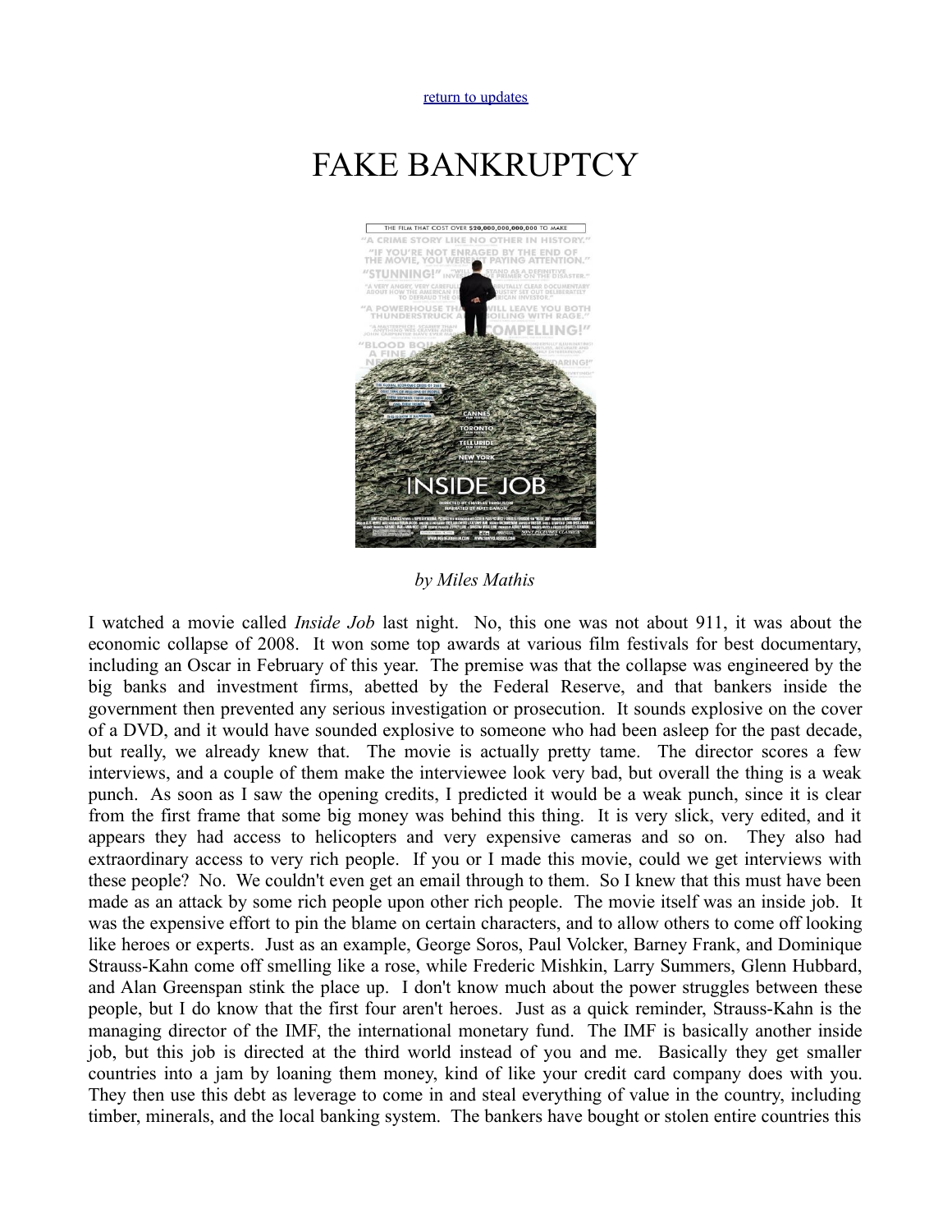return to updates

# FAKE BANKRUPTCY

*by Miles Mathis*

I watched a movie called *Inside Job* last night. No, this one was not about 911, it was about the economic collapse of 2008. It won some top awards at various film festivals for best documentary, including an Oscar in February of this year. The premise was that the collapse was engineered by the big banks and investment firms, abetted by the Federal Reserve, and that bankers inside the government then prevented any serious investigation or prosecution. It sounds explosive on the cover of a DVD, and it would have sounded explosive to someone who had been asleep for the past decade, but really, we already knew that. The movie is actually pretty tame. The director scores a few interviews, and a couple of them make the interviewee look very bad, but overall the thing is a weak punch. As soon as I saw the opening credits, I predicted it would be a weak punch, since it is clear from the first frame that some big money was behind this thing. It is very slick, very edited, and it appears they had access to helicopters and very expensive cameras and so on. They also had extraordinary access to very rich people. If you or I made this movie, could we get interviews with these people? No. We couldn't even get an email through to them. So I knew that this must have been made as an attack by some rich people upon other rich people. The movie itself was an inside job. It was the expensive effort to pin the blame on certain characters, and to allow others to come off looking like heroes or experts. Just as an example, George Soros, Paul Volcker, Barney Frank, and Dominique Strauss-Kahn come off smelling like a rose, while Frederic Mishkin, Larry Summers, Glenn Hubbard, and Alan Greenspan stink the place up. I don't know much about the power struggles between these people, but I do know that the first four aren't heroes. Just as a quick reminder, Strauss-Kahn is the managing director of the IMF, the international monetary fund. The IMF is basically another inside job, but this job is directed at the third world instead of you and me. Basically they get smaller countries into a jam by loaning them money, kind of like your credit card company does with you. They then use this debt as leverage to come in and steal everything of value in the country, including timber, minerals, and the local banking system. The bankers have bought or stolen entire countries this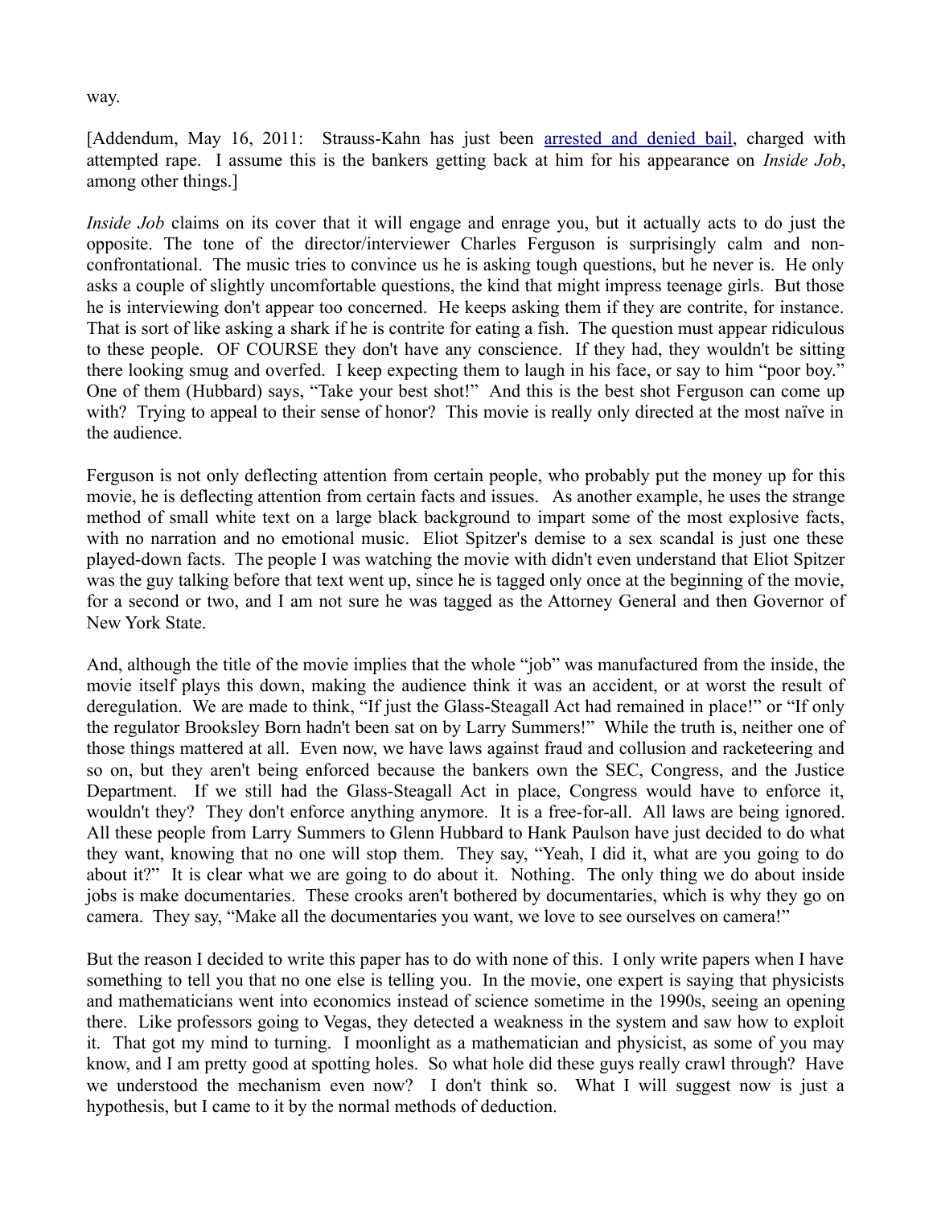way.

[Addendum, May 16, 2011: Strauss-Kahn has just been arrested and denied bail, charged with attempted rape. I assume this is the bankers getting back at him for his appearance on *Inside Job*, among other things.]

*Inside Job* claims on its cover that it will engage and enrage you, but it actually acts to do just the opposite. The tone of the director/interviewer Charles Ferguson is surprisingly calm and non-confrontational. The music tries to convince us he is asking tough questions, but he never is. He only asks a couple of slightly uncomfortable questions, the kind that might impress teenage girls. But those he is interviewing don't appear too concerned. He keeps asking them if they are contrite, for instance. That is sort of like asking a shark if he is contrite for eating a fish. The question must appear ridiculous to these people. OF COURSE they don't have any conscience. If they had, they wouldn't be sitting there looking smug and overfed. I keep expecting them to laugh in his face, or say to him "poor boy." One of them (Hubbard) says, "Take your best shot!" And this is the best shot Ferguson can come up with? Trying to appeal to their sense of honor? This movie is really only directed at the most naïve in the audience.

Ferguson is not only deflecting attention from certain people, who probably put the money up for this movie, he is deflecting attention from certain facts and issues. As another example, he uses the strange method of small white text on a large black background to impart some of the most explosive facts, with no narration and no emotional music. Eliot Spitzer's demise to a sex scandal is just one these played-down facts. The people I was watching the movie with didn't even understand that Eliot Spitzer was the guy talking before that text went up, since he is tagged only once at the beginning of the movie, for a second or two, and I am not sure he was tagged as the Attorney General and then Governor of New York State.

And, although the title of the movie implies that the whole "job" was manufactured from the inside, the movie itself plays this down, making the audience think it was an accident, or at worst the result of deregulation. We are made to think, "If just the Glass-Steagall Act had remained in place!" or "If only the regulator Brooksley Born hadn't been sat on by Larry Summers!" While the truth is, neither one of those things mattered at all. Even now, we have laws against fraud and collusion and racketeering and so on, but they aren't being enforced because the bankers own the SEC, Congress, and the Justice Department. If we still had the Glass-Steagall Act in place, Congress would have to enforce it, wouldn't they? They don't enforce anything anymore. It is a free-for-all. All laws are being ignored. All these people from Larry Summers to Glenn Hubbard to Hank Paulson have just decided to do what they want, knowing that no one will stop them. They say, "Yeah, I did it, what are you going to do about it?" It is clear what we are going to do about it. Nothing. The only thing we do about inside jobs is make documentaries. These crooks aren't bothered by documentaries, which is why they go on camera. They say, "Make all the documentaries you want, we love to see ourselves on camera!"

But the reason I decided to write this paper has to do with none of this. I only write papers when I have something to tell you that no one else is telling you. In the movie, one expert is saying that physicists and mathematicians went into economics instead of science sometime in the 1990s, seeing an opening there. Like professors going to Vegas, they detected a weakness in the system and saw how to exploit it. That got my mind to turning. I moonlight as a mathematician and physicist, as some of you may know, and I am pretty good at spotting holes. So what hole did these guys really crawl through? Have we understood the mechanism even now? I don't think so. What I will suggest now is just a hypothesis, but I came to it by the normal methods of deduction.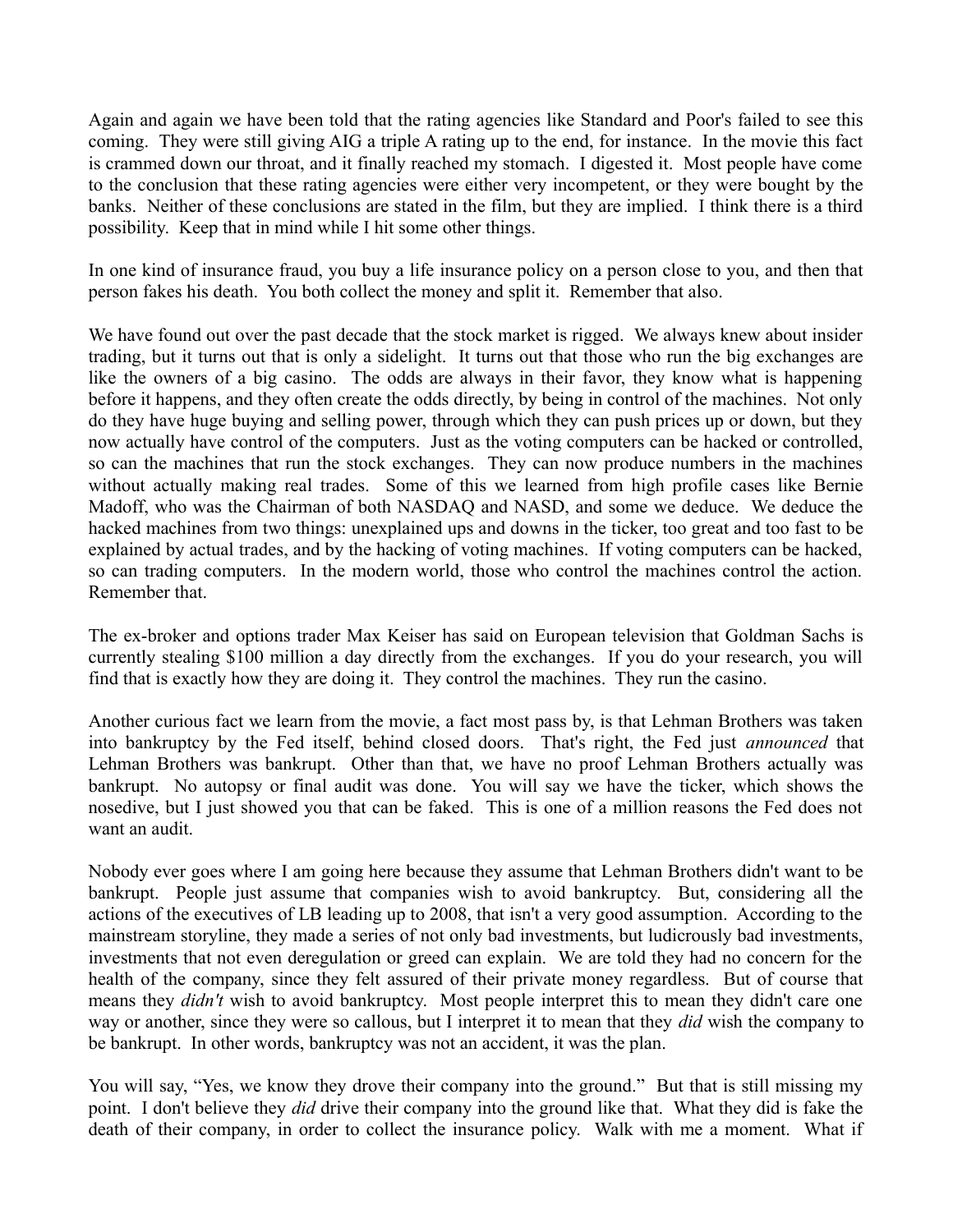Again and again we have been told that the rating agencies like Standard and Poor's failed to see this coming. They were still giving AIG a triple A rating up to the end, for instance. In the movie this fact is crammed down our throat, and it finally reached my stomach. I digested it. Most people have come to the conclusion that these rating agencies were either very incompetent, or they were bought by the banks. Neither of these conclusions are stated in the film, but they are implied. I think there is a third possibility. Keep that in mind while I hit some other things.

In one kind of insurance fraud, you buy a life insurance policy on a person close to you, and then that person fakes his death. You both collect the money and split it. Remember that also.

We have found out over the past decade that the stock market is rigged. We always knew about insider trading, but it turns out that is only a sidelight. It turns out that those who run the big exchanges are like the owners of a big casino. The odds are always in their favor, they know what is happening before it happens, and they often create the odds directly, by being in control of the machines. Not only do they have huge buying and selling power, through which they can push prices up or down, but they now actually have control of the computers. Just as the voting computers can be hacked or controlled, so can the machines that run the stock exchanges. They can now produce numbers in the machines without actually making real trades. Some of this we learned from high profile cases like Bernie Madoff, who was the Chairman of both NASDAQ and NASD, and some we deduce. We deduce the hacked machines from two things: unexplained ups and downs in the ticker, too great and too fast to be explained by actual trades, and by the hacking of voting machines. If voting computers can be hacked, so can trading computers. In the modern world, those who control the machines control the action. Remember that.

The ex-broker and options trader Max Keiser has said on European television that Goldman Sachs is currently stealing $100 million a day directly from the exchanges. If you do your research, you will find that is exactly how they are doing it. They control the machines. They run the casino.

Another curious fact we learn from the movie, a fact most pass by, is that Lehman Brothers was taken into bankruptcy by the Fed itself, behind closed doors. That's right, the Fed just *announced* that Lehman Brothers was bankrupt. Other than that, we have no proof Lehman Brothers actually was bankrupt. No autopsy or final audit was done. You will say we have the ticker, which shows the nosedive, but I just showed you that can be faked. This is one of a million reasons the Fed does not want an audit.

Nobody ever goes where I am going here because they assume that Lehman Brothers didn't want to be bankrupt. People just assume that companies wish to avoid bankruptcy. But, considering all the actions of the executives of LB leading up to 2008, that isn't a very good assumption. According to the mainstream storyline, they made a series of not only bad investments, but ludicrously bad investments, investments that not even deregulation or greed can explain. We are told they had no concern for the health of the company, since they felt assured of their private money regardless. But of course that means they *didn't* wish to avoid bankruptcy. Most people interpret this to mean they didn't care one way or another, since they were so callous, but I interpret it to mean that they *did* wish the company to be bankrupt. In other words, bankruptcy was not an accident, it was the plan.

You will say, "Yes, we know they drove their company into the ground." But that is still missing my point. I don't believe they *did* drive their company into the ground like that. What they did is fake the death of their company, in order to collect the insurance policy. Walk with me a moment. What if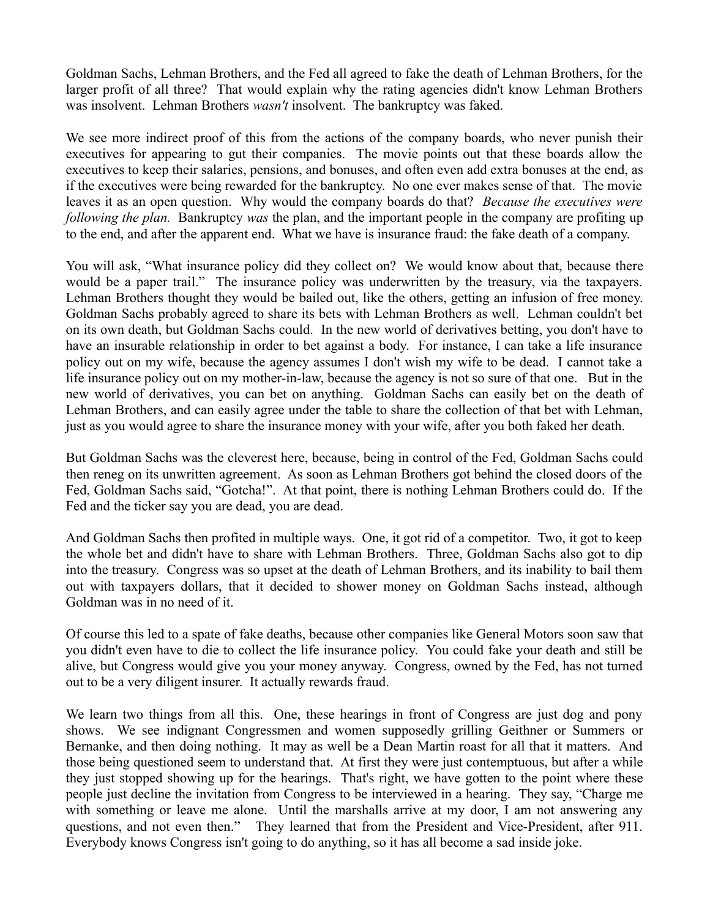Goldman Sachs, Lehman Brothers, and the Fed all agreed to fake the death of Lehman Brothers, for the larger profit of all three? That would explain why the rating agencies didn't know Lehman Brothers was insolvent. Lehman Brothers *wasn't* insolvent. The bankruptcy was faked.

We see more indirect proof of this from the actions of the company boards, who never punish their executives for appearing to gut their companies. The movie points out that these boards allow the executives to keep their salaries, pensions, and bonuses, and often even add extra bonuses at the end, as if the executives were being rewarded for the bankruptcy. No one ever makes sense of that. The movie leaves it as an open question. Why would the company boards do that? *Because the executives were following the plan.* Bankruptcy *was* the plan, and the important people in the company are profiting up to the end, and after the apparent end. What we have is insurance fraud: the fake death of a company.

You will ask, "What insurance policy did they collect on? We would know about that, because there would be a paper trail." The insurance policy was underwritten by the treasury, via the taxpayers. Lehman Brothers thought they would be bailed out, like the others, getting an infusion of free money. Goldman Sachs probably agreed to share its bets with Lehman Brothers as well. Lehman couldn't bet on its own death, but Goldman Sachs could. In the new world of derivatives betting, you don't have to have an insurable relationship in order to bet against a body. For instance, I can take a life insurance policy out on my wife, because the agency assumes I don't wish my wife to be dead. I cannot take a life insurance policy out on my mother-in-law, because the agency is not so sure of that one. But in the new world of derivatives, you can bet on anything. Goldman Sachs can easily bet on the death of Lehman Brothers, and can easily agree under the table to share the collection of that bet with Lehman, just as you would agree to share the insurance money with your wife, after you both faked her death.

But Goldman Sachs was the cleverest here, because, being in control of the Fed, Goldman Sachs could then reneg on its unwritten agreement. As soon as Lehman Brothers got behind the closed doors of the Fed, Goldman Sachs said, "Gotcha!". At that point, there is nothing Lehman Brothers could do. If the Fed and the ticker say you are dead, you are dead.

And Goldman Sachs then profited in multiple ways. One, it got rid of a competitor. Two, it got to keep the whole bet and didn't have to share with Lehman Brothers. Three, Goldman Sachs also got to dip into the treasury. Congress was so upset at the death of Lehman Brothers, and its inability to bail them out with taxpayers dollars, that it decided to shower money on Goldman Sachs instead, although Goldman was in no need of it.

Of course this led to a spate of fake deaths, because other companies like General Motors soon saw that you didn't even have to die to collect the life insurance policy. You could fake your death and still be alive, but Congress would give you your money anyway. Congress, owned by the Fed, has not turned out to be a very diligent insurer. It actually rewards fraud.

We learn two things from all this. One, these hearings in front of Congress are just dog and pony shows. We see indignant Congressmen and women supposedly grilling Geithner or Summers or Bernanke, and then doing nothing. It may as well be a Dean Martin roast for all that it matters. And those being questioned seem to understand that. At first they were just contemptuous, but after a while they just stopped showing up for the hearings. That's right, we have gotten to the point where these people just decline the invitation from Congress to be interviewed in a hearing. They say, "Charge me with something or leave me alone. Until the marshalls arrive at my door, I am not answering any questions, and not even then." They learned that from the President and Vice-President, after 911. Everybody knows Congress isn't going to do anything, so it has all become a sad inside joke.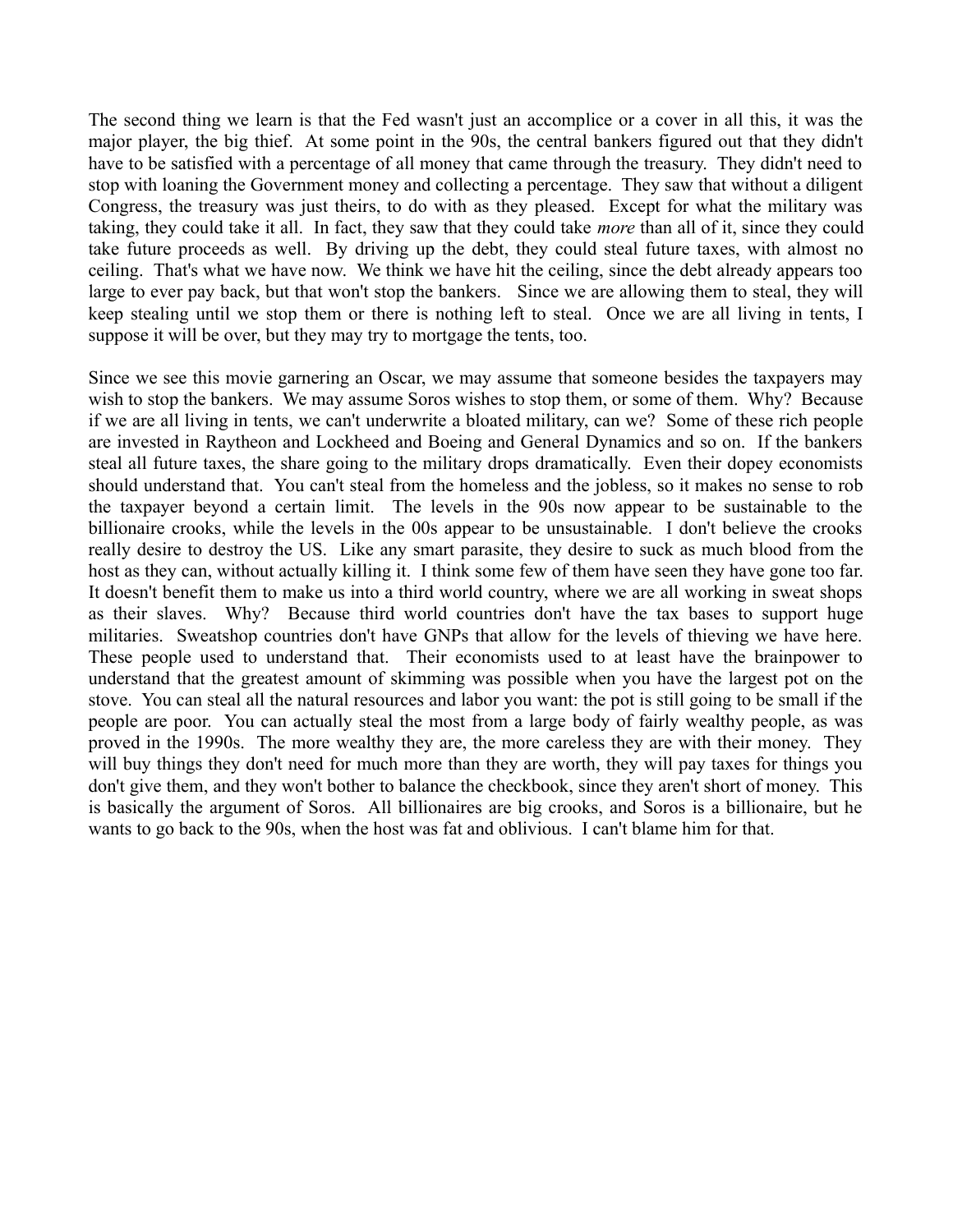The second thing we learn is that the Fed wasn't just an accomplice or a cover in all this, it was the major player, the big thief. At some point in the 90s, the central bankers figured out that they didn't have to be satisfied with a percentage of all money that came through the treasury. They didn't need to stop with loaning the Government money and collecting a percentage. They saw that without a diligent Congress, the treasury was just theirs, to do with as they pleased. Except for what the military was taking, they could take it all. In fact, they saw that they could take *more* than all of it, since they could take future proceeds as well. By driving up the debt, they could steal future taxes, with almost no ceiling. That's what we have now. We think we have hit the ceiling, since the debt already appears too large to ever pay back, but that won't stop the bankers. Since we are allowing them to steal, they will keep stealing until we stop them or there is nothing left to steal. Once we are all living in tents, I suppose it will be over, but they may try to mortgage the tents, too.

Since we see this movie garnering an Oscar, we may assume that someone besides the taxpayers may wish to stop the bankers. We may assume Soros wishes to stop them, or some of them. Why? Because if we are all living in tents, we can't underwrite a bloated military, can we? Some of these rich people are invested in Raytheon and Lockheed and Boeing and General Dynamics and so on. If the bankers steal all future taxes, the share going to the military drops dramatically. Even their dopey economists should understand that. You can't steal from the homeless and the jobless, so it makes no sense to rob the taxpayer beyond a certain limit. The levels in the 90s now appear to be sustainable to the billionaire crooks, while the levels in the 00s appear to be unsustainable. I don't believe the crooks really desire to destroy the US. Like any smart parasite, they desire to suck as much blood from the host as they can, without actually killing it. I think some few of them have seen they have gone too far. It doesn't benefit them to make us into a third world country, where we are all working in sweat shops as their slaves. Why? Because third world countries don't have the tax bases to support huge militaries. Sweatshop countries don't have GNPs that allow for the levels of thieving we have here. These people used to understand that. Their economists used to at least have the brainpower to understand that the greatest amount of skimming was possible when you have the largest pot on the stove. You can steal all the natural resources and labor you want: the pot is still going to be small if the people are poor. You can actually steal the most from a large body of fairly wealthy people, as was proved in the 1990s. The more wealthy they are, the more careless they are with their money. They will buy things they don't need for much more than they are worth, they will pay taxes for things you don't give them, and they won't bother to balance the checkbook, since they aren't short of money. This is basically the argument of Soros. All billionaires are big crooks, and Soros is a billionaire, but he wants to go back to the 90s, when the host was fat and oblivious. I can't blame him for that.